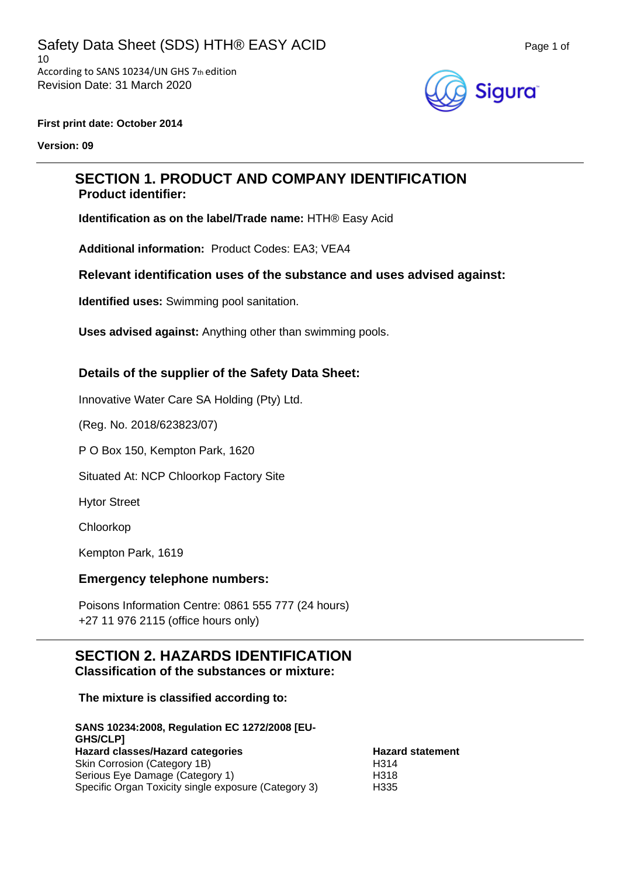Safety Data Sheet (SDS) HTH® EASY ACID
According to SANS 10234/UN GHS 7th edition
Revision Date: 31 March 2020

**First print date: October 2014**

**Version: 09**

## SECTION 1. PRODUCT AND COMPANY IDENTIFICATION

### Product identifier:

**Identification as on the label/Trade name:** HTH® Easy Acid

**Additional information:** Product Codes: EA3; VEA4

### Relevant identification uses of the substance and uses advised against:

**Identified uses:** Swimming pool sanitation.

**Uses advised against:** Anything other than swimming pools.

### Details of the supplier of the Safety Data Sheet:

Innovative Water Care SA Holding (Pty) Ltd.

(Reg. No. 2018/623823/07)

P O Box 150, Kempton Park, 1620

Situated At: NCP Chloorkop Factory Site

Hytor Street

Chloorkop

Kempton Park, 1619

### Emergency telephone numbers:

Poisons Information Centre: 0861 555 777 (24 hours)
+27 11 976 2115 (office hours only)

## SECTION 2. HAZARDS IDENTIFICATION

### Classification of the substances or mixture:

**The mixture is classified according to:**

**SANS 10234:2008, Regulation EC 1272/2008 [EU-GHS/CLP]**

| Hazard classes/Hazard categories | Hazard statement |
|---|---|
| Skin Corrosion (Category 1B) | H314 |
| Serious Eye Damage (Category 1) | H318 |
| Specific Organ Toxicity single exposure (Category 3) | H335 |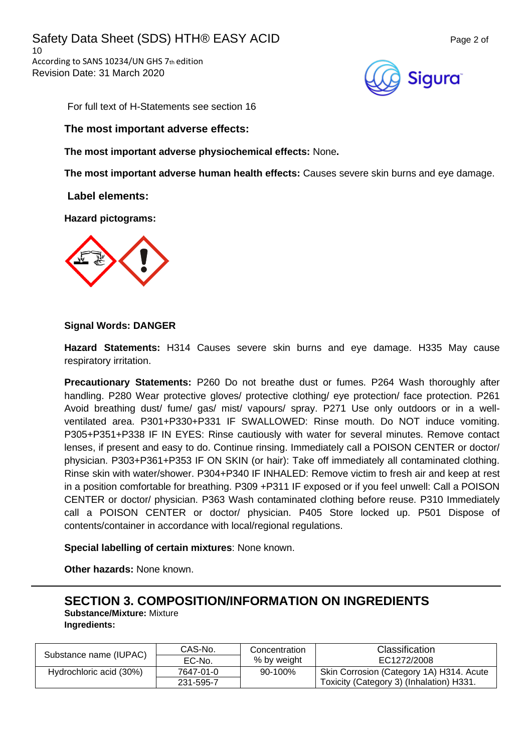For full text of H-Statements see section 16

**The most important adverse effects:**

**The most important adverse physiochemical effects:** None**.**

**The most important adverse human health effects:** Causes severe skin burns and eye damage.

**Label elements:**

**Hazard pictograms:**

**Signal Words: DANGER**

**Hazard Statements:** H314 Causes severe skin burns and eye damage. H335 May cause respiratory irritation.

**Precautionary Statements:** P260 Do not breathe dust or fumes. P264 Wash thoroughly after handling. P280 Wear protective gloves/ protective clothing/ eye protection/ face protection. P261 Avoid breathing dust/ fume/ gas/ mist/ vapours/ spray. P271 Use only outdoors or in a well-ventilated area. P301+P330+P331 IF SWALLOWED: Rinse mouth. Do NOT induce vomiting. P305+P351+P338 IF IN EYES: Rinse cautiously with water for several minutes. Remove contact lenses, if present and easy to do. Continue rinsing. Immediately call a POISON CENTER or doctor/ physician. P303+P361+P353 IF ON SKIN (or hair): Take off immediately all contaminated clothing. Rinse skin with water/shower. P304+P340 IF INHALED: Remove victim to fresh air and keep at rest in a position comfortable for breathing. P309 +P311 IF exposed or if you feel unwell: Call a POISON CENTER or doctor/ physician. P363 Wash contaminated clothing before reuse. P310 Immediately call a POISON CENTER or doctor/ physician. P405 Store locked up. P501 Dispose of contents/container in accordance with local/regional regulations.

**Special labelling of certain mixtures**: None known.

**Other hazards:** None known.

## SECTION 3. COMPOSITION/INFORMATION ON INGREDIENTS

**Substance/Mixture:** Mixture
**Ingredients:**

| Substance name (IUPAC) | CAS-No. / EC-No. | Concentration % by weight | Classification EC1272/2008 |
|---|---|---|---|
| Hydrochloric acid (30%) | 7647-01-0 / 231-595-7 | 90-100% | Skin Corrosion (Category 1A) H314. Acute Toxicity (Category 3) (Inhalation) H331. |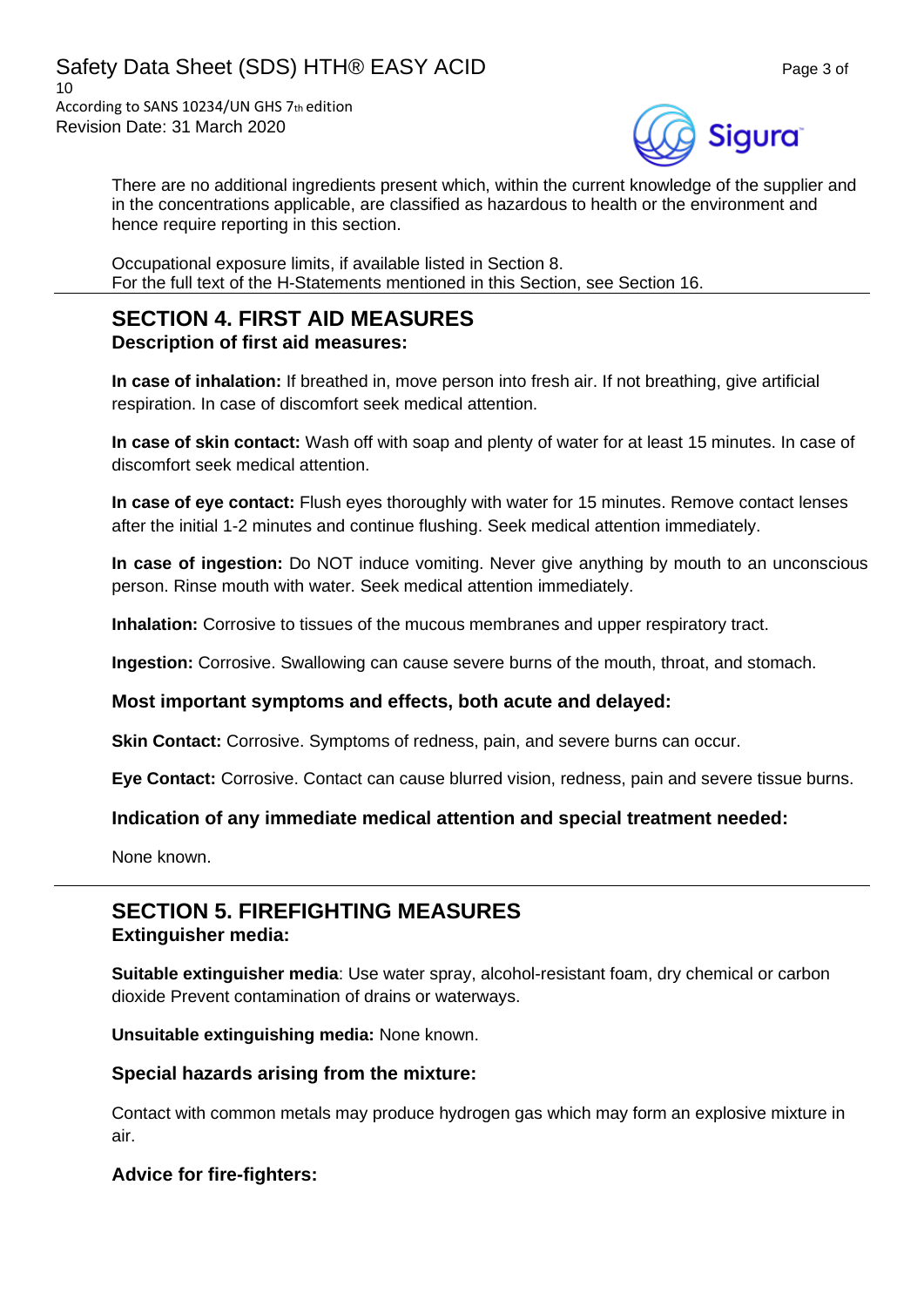There are no additional ingredients present which, within the current knowledge of the supplier and in the concentrations applicable, are classified as hazardous to health or the environment and hence require reporting in this section.

Occupational exposure limits, if available listed in Section 8.
For the full text of the H-Statements mentioned in this Section, see Section 16.

## SECTION 4. FIRST AID MEASURES

### Description of first aid measures:

**In case of inhalation:** If breathed in, move person into fresh air. If not breathing, give artificial respiration. In case of discomfort seek medical attention.

**In case of skin contact:** Wash off with soap and plenty of water for at least 15 minutes. In case of discomfort seek medical attention.

**In case of eye contact:** Flush eyes thoroughly with water for 15 minutes. Remove contact lenses after the initial 1-2 minutes and continue flushing. Seek medical attention immediately.

**In case of ingestion:** Do NOT induce vomiting. Never give anything by mouth to an unconscious person. Rinse mouth with water. Seek medical attention immediately.

**Inhalation:** Corrosive to tissues of the mucous membranes and upper respiratory tract.

**Ingestion:** Corrosive. Swallowing can cause severe burns of the mouth, throat, and stomach.

### Most important symptoms and effects, both acute and delayed:

**Skin Contact:** Corrosive. Symptoms of redness, pain, and severe burns can occur.

**Eye Contact:** Corrosive. Contact can cause blurred vision, redness, pain and severe tissue burns.

### Indication of any immediate medical attention and special treatment needed:

None known.

## SECTION 5. FIREFIGHTING MEASURES

### Extinguisher media:

**Suitable extinguisher media**: Use water spray, alcohol-resistant foam, dry chemical or carbon dioxide Prevent contamination of drains or waterways.

**Unsuitable extinguishing media:** None known.

### Special hazards arising from the mixture:

Contact with common metals may produce hydrogen gas which may form an explosive mixture in air.

### Advice for fire-fighters: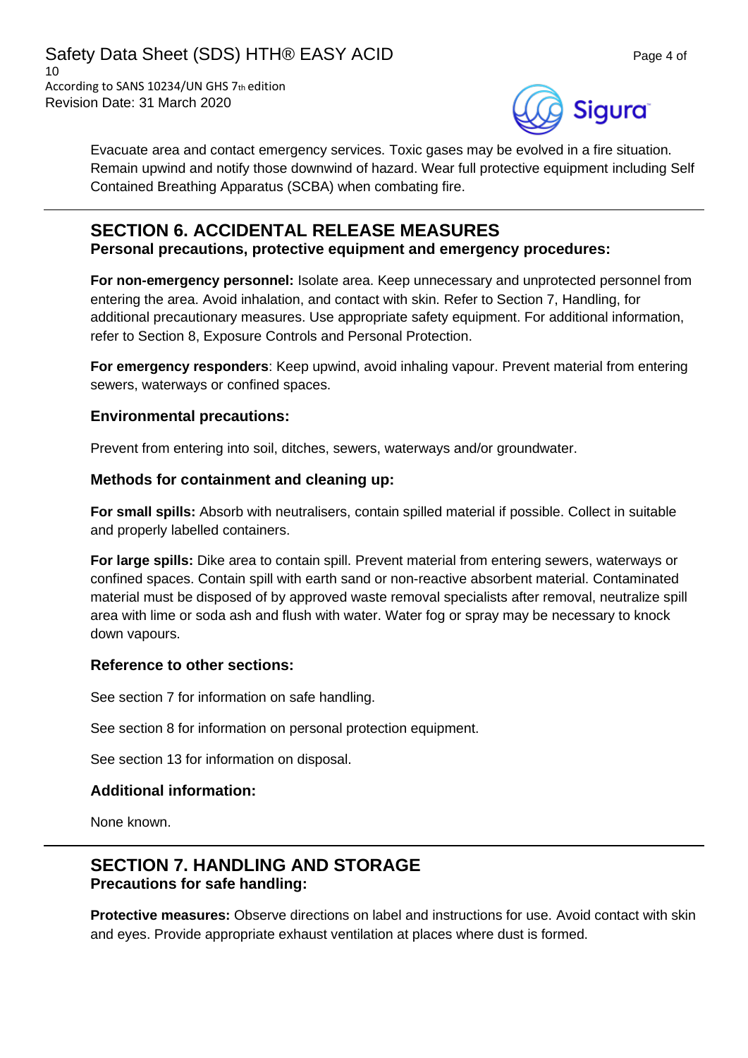Evacuate area and contact emergency services. Toxic gases may be evolved in a fire situation. Remain upwind and notify those downwind of hazard. Wear full protective equipment including Self Contained Breathing Apparatus (SCBA) when combating fire.

## SECTION 6. ACCIDENTAL RELEASE MEASURES

### Personal precautions, protective equipment and emergency procedures:

**For non-emergency personnel:** Isolate area. Keep unnecessary and unprotected personnel from entering the area. Avoid inhalation, and contact with skin. Refer to Section 7, Handling, for additional precautionary measures. Use appropriate safety equipment. For additional information, refer to Section 8, Exposure Controls and Personal Protection.

**For emergency responders**: Keep upwind, avoid inhaling vapour. Prevent material from entering sewers, waterways or confined spaces.

### Environmental precautions:

Prevent from entering into soil, ditches, sewers, waterways and/or groundwater.

### Methods for containment and cleaning up:

**For small spills:** Absorb with neutralisers, contain spilled material if possible. Collect in suitable and properly labelled containers.

**For large spills:** Dike area to contain spill. Prevent material from entering sewers, waterways or confined spaces. Contain spill with earth sand or non-reactive absorbent material. Contaminated material must be disposed of by approved waste removal specialists after removal, neutralize spill area with lime or soda ash and flush with water. Water fog or spray may be necessary to knock down vapours.

### Reference to other sections:

See section 7 for information on safe handling.

See section 8 for information on personal protection equipment.

See section 13 for information on disposal.

### Additional information:

None known.

## SECTION 7. HANDLING AND STORAGE

### Precautions for safe handling:

**Protective measures:** Observe directions on label and instructions for use. Avoid contact with skin and eyes. Provide appropriate exhaust ventilation at places where dust is formed.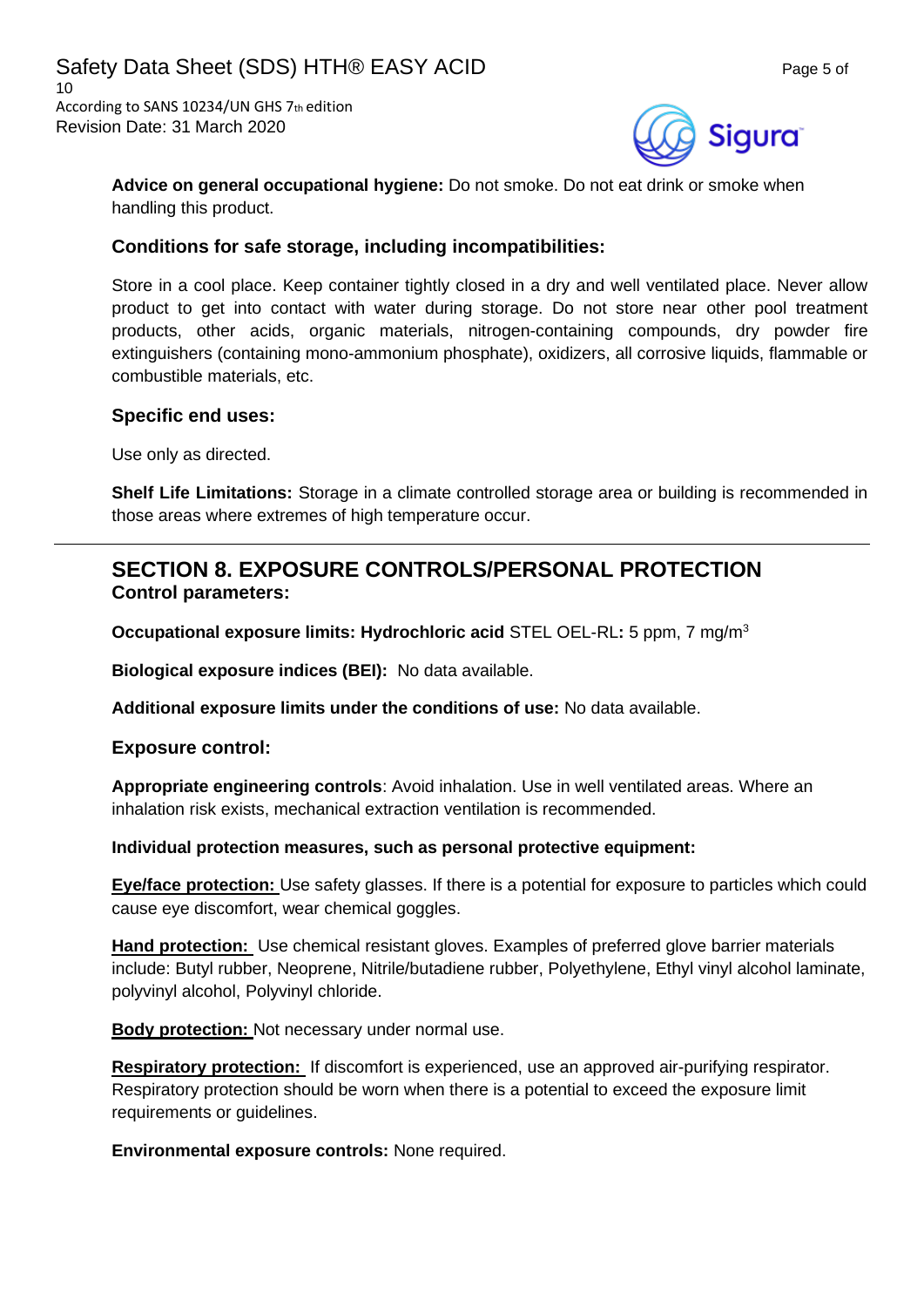**Advice on general occupational hygiene:** Do not smoke. Do not eat drink or smoke when handling this product.

### Conditions for safe storage, including incompatibilities:

Store in a cool place. Keep container tightly closed in a dry and well ventilated place. Never allow product to get into contact with water during storage. Do not store near other pool treatment products, other acids, organic materials, nitrogen-containing compounds, dry powder fire extinguishers (containing mono-ammonium phosphate), oxidizers, all corrosive liquids, flammable or combustible materials, etc.

### Specific end uses:

Use only as directed.

**Shelf Life Limitations:** Storage in a climate controlled storage area or building is recommended in those areas where extremes of high temperature occur.

---

## SECTION 8. EXPOSURE CONTROLS/PERSONAL PROTECTION

**Control parameters:**

**Occupational exposure limits: Hydrochloric acid** STEL OEL-RL**:** 5 ppm, 7 mg/m$^3$

**Biological exposure indices (BEI):** No data available.

**Additional exposure limits under the conditions of use:** No data available.

### Exposure control:

**Appropriate engineering controls**: Avoid inhalation. Use in well ventilated areas. Where an inhalation risk exists, mechanical extraction ventilation is recommended.

**Individual protection measures, such as personal protective equipment:**

**Eye/face protection:** Use safety glasses. If there is a potential for exposure to particles which could cause eye discomfort, wear chemical goggles.

**Hand protection:** Use chemical resistant gloves. Examples of preferred glove barrier materials include: Butyl rubber, Neoprene, Nitrile/butadiene rubber, Polyethylene, Ethyl vinyl alcohol laminate, polyvinyl alcohol, Polyvinyl chloride.

**Body protection:** Not necessary under normal use.

**Respiratory protection:** If discomfort is experienced, use an approved air-purifying respirator. Respiratory protection should be worn when there is a potential to exceed the exposure limit requirements or guidelines.

**Environmental exposure controls:** None required.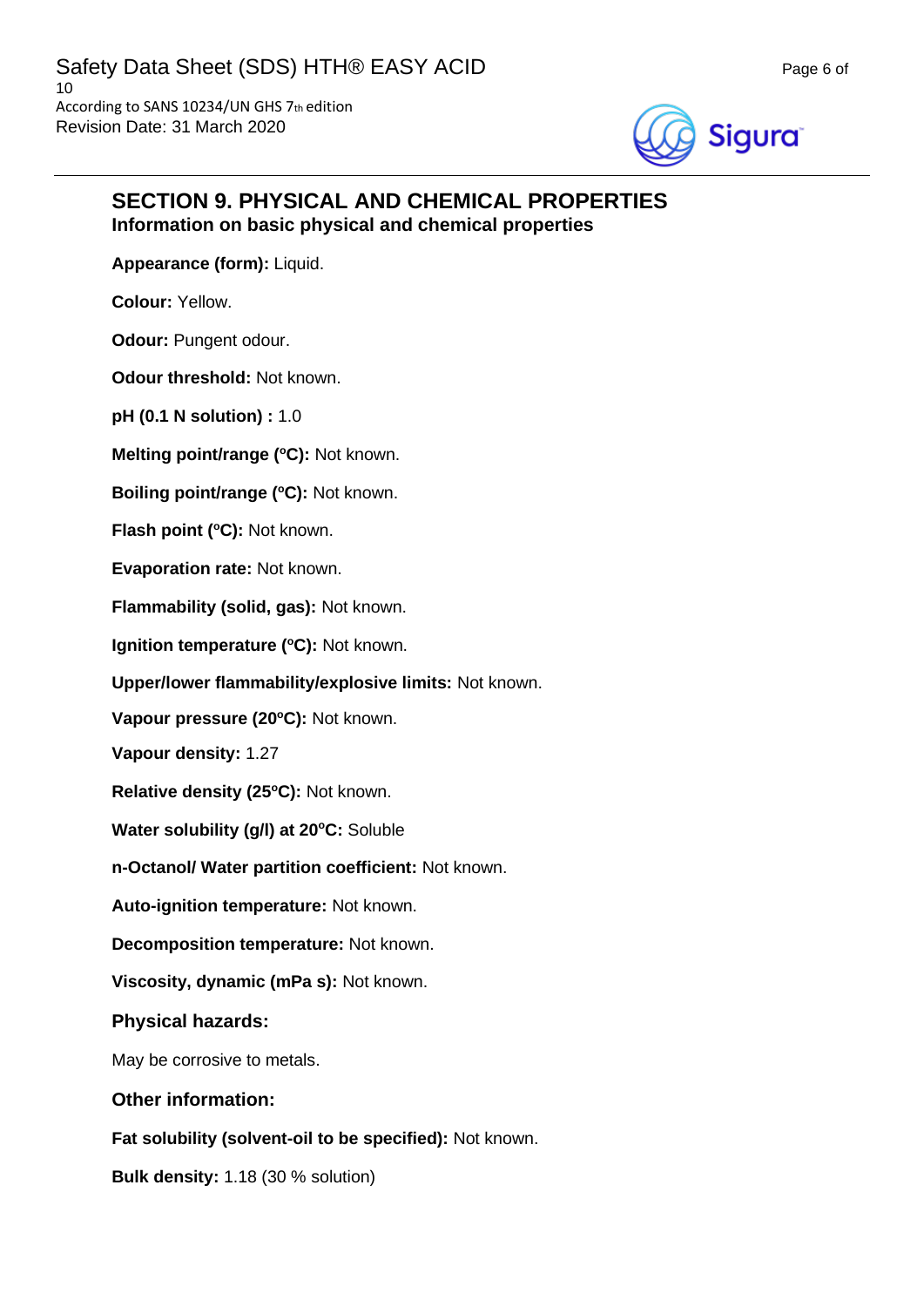## SECTION 9. PHYSICAL AND CHEMICAL PROPERTIES

### Information on basic physical and chemical properties

**Appearance (form):** Liquid.

**Colour:** Yellow.

**Odour:** Pungent odour.

**Odour threshold:** Not known.

**pH (0.1 N solution) :** 1.0

**Melting point/range (ºC):** Not known.

**Boiling point/range (ºC):** Not known.

**Flash point (ºC):** Not known.

**Evaporation rate:** Not known.

**Flammability (solid, gas):** Not known.

**Ignition temperature (ºC):** Not known.

**Upper/lower flammability/explosive limits:** Not known.

**Vapour pressure (20ºC):** Not known.

**Vapour density:** 1.27

**Relative density (25ºC):** Not known.

**Water solubility (g/l) at 20ºC:** Soluble

**n-Octanol/ Water partition coefficient:** Not known.

**Auto-ignition temperature:** Not known.

**Decomposition temperature:** Not known.

**Viscosity, dynamic (mPa s):** Not known.

### Physical hazards:

May be corrosive to metals.

### Other information:

**Fat solubility (solvent-oil to be specified):** Not known.

**Bulk density:** 1.18 (30 % solution)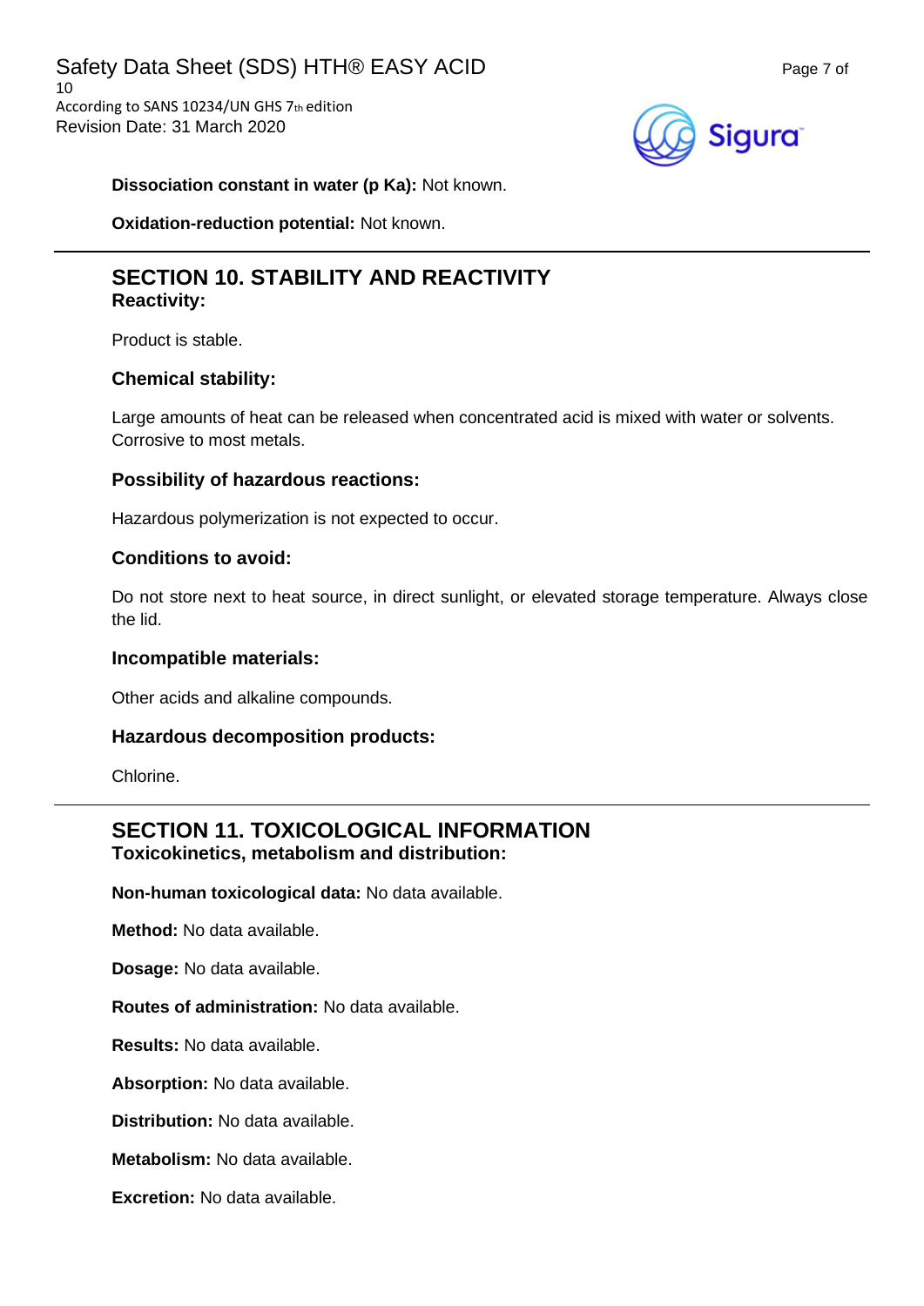**Dissociation constant in water (p Ka):** Not known.

**Oxidation-reduction potential:** Not known.

## SECTION 10. STABILITY AND REACTIVITY

### Reactivity:

Product is stable.

### Chemical stability:

Large amounts of heat can be released when concentrated acid is mixed with water or solvents. Corrosive to most metals.

### Possibility of hazardous reactions:

Hazardous polymerization is not expected to occur.

### Conditions to avoid:

Do not store next to heat source, in direct sunlight, or elevated storage temperature. Always close the lid.

### Incompatible materials:

Other acids and alkaline compounds.

### Hazardous decomposition products:

Chlorine.

## SECTION 11. TOXICOLOGICAL INFORMATION

### Toxicokinetics, metabolism and distribution:

**Non-human toxicological data:** No data available.

**Method:** No data available.

**Dosage:** No data available.

**Routes of administration:** No data available.

**Results:** No data available.

**Absorption:** No data available.

**Distribution:** No data available.

**Metabolism:** No data available.

**Excretion:** No data available.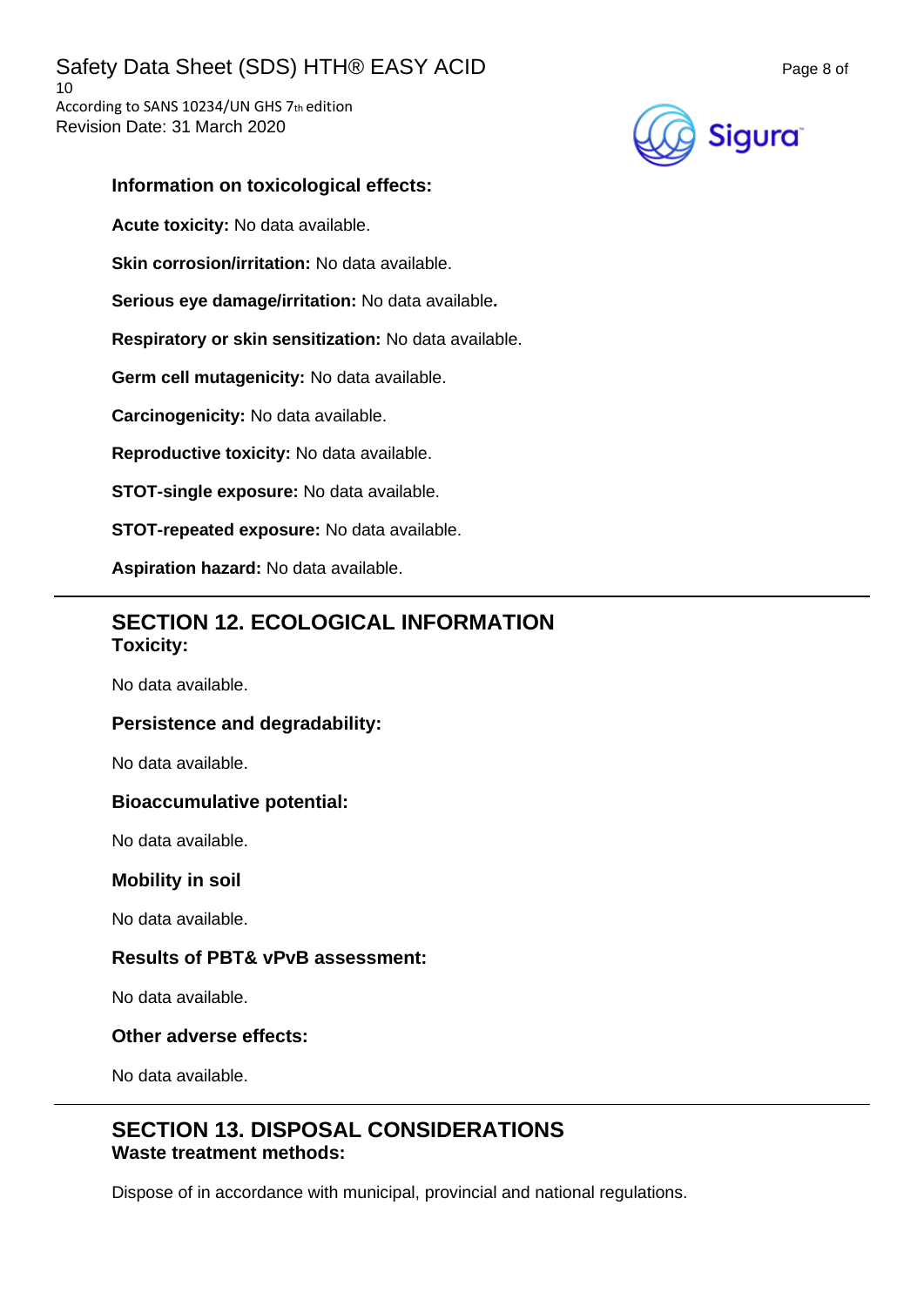### Information on toxicological effects:

**Acute toxicity:** No data available.

**Skin corrosion/irritation:** No data available.

**Serious eye damage/irritation:** No data available**.**

**Respiratory or skin sensitization:** No data available.

**Germ cell mutagenicity:** No data available.

**Carcinogenicity:** No data available.

**Reproductive toxicity:** No data available.

**STOT-single exposure:** No data available.

**STOT-repeated exposure:** No data available.

**Aspiration hazard:** No data available.

## SECTION 12. ECOLOGICAL INFORMATION

### Toxicity:

No data available.

### Persistence and degradability:

No data available.

### Bioaccumulative potential:

No data available.

### Mobility in soil

No data available.

### Results of PBT& vPvB assessment:

No data available.

### Other adverse effects:

No data available.

## SECTION 13. DISPOSAL CONSIDERATIONS

### Waste treatment methods:

Dispose of in accordance with municipal, provincial and national regulations.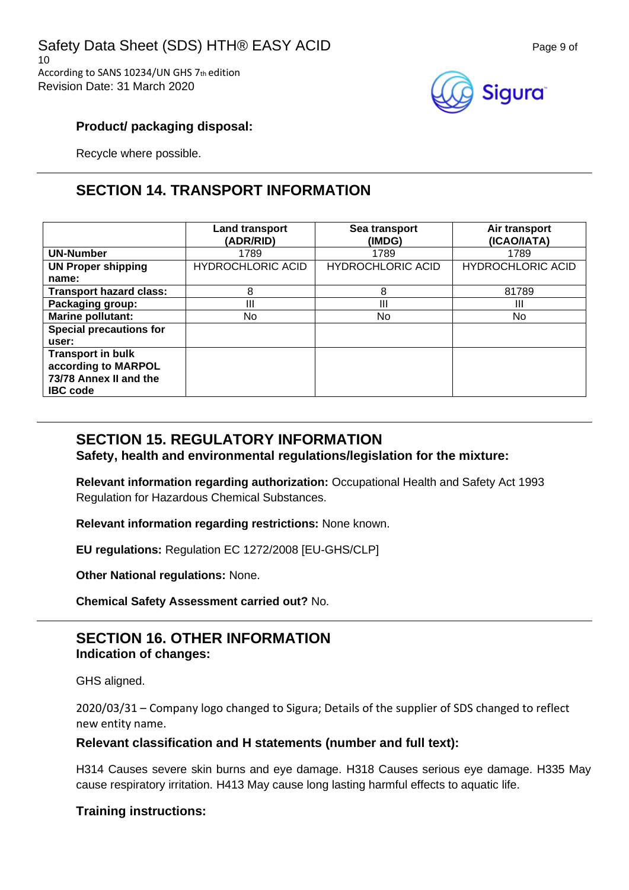**Product/ packaging disposal:**

Recycle where possible.

## SECTION 14. TRANSPORT INFORMATION

| | Land transport (ADR/RID) | Sea transport (IMDG) | Air transport (ICAO/IATA) |
|---|---|---|---|
| **UN-Number** | 1789 | 1789 | 1789 |
| **UN Proper shipping name:** | HYDROCHLORIC ACID | HYDROCHLORIC ACID | HYDROCHLORIC ACID |
| **Transport hazard class:** | 8 | 8 | 81789 |
| **Packaging group:** | III | III | III |
| **Marine pollutant:** | No | No | No |
| **Special precautions for user:** | | | |
| **Transport in bulk according to MARPOL 73/78 Annex II and the IBC code** | | | |

## SECTION 15. REGULATORY INFORMATION

**Safety, health and environmental regulations/legislation for the mixture:**

**Relevant information regarding authorization:** Occupational Health and Safety Act 1993 Regulation for Hazardous Chemical Substances.

**Relevant information regarding restrictions:** None known.

**EU regulations:** Regulation EC 1272/2008 [EU-GHS/CLP]

**Other National regulations:** None.

**Chemical Safety Assessment carried out?** No.

## SECTION 16. OTHER INFORMATION

**Indication of changes:**

GHS aligned.

2020/03/31 – Company logo changed to Sigura; Details of the supplier of SDS changed to reflect new entity name.

**Relevant classification and H statements (number and full text):**

H314 Causes severe skin burns and eye damage. H318 Causes serious eye damage. H335 May cause respiratory irritation. H413 May cause long lasting harmful effects to aquatic life.

**Training instructions:**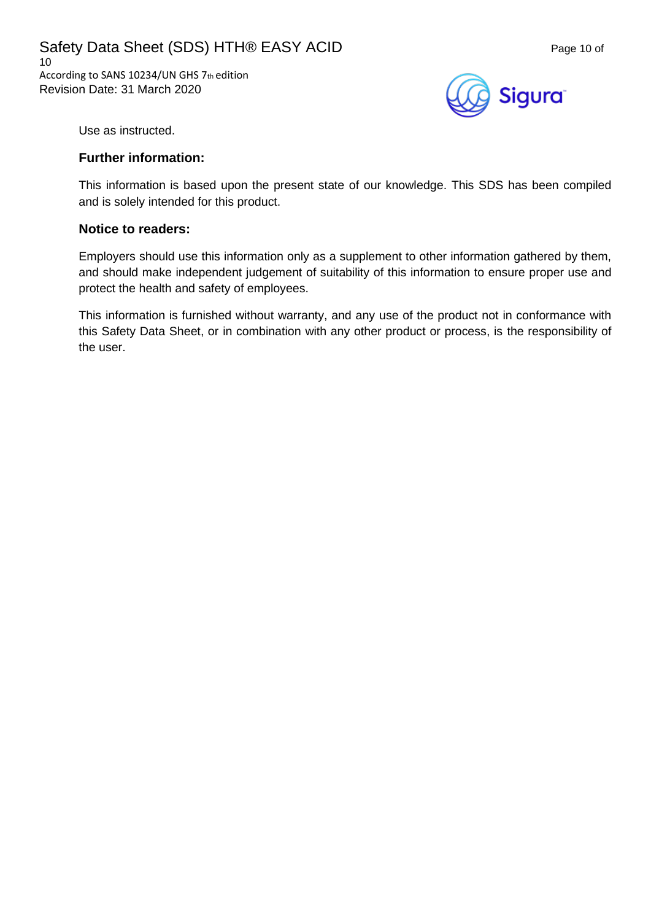Use as instructed.

### Further information:

This information is based upon the present state of our knowledge. This SDS has been compiled and is solely intended for this product.

### Notice to readers:

Employers should use this information only as a supplement to other information gathered by them, and should make independent judgement of suitability of this information to ensure proper use and protect the health and safety of employees.

This information is furnished without warranty, and any use of the product not in conformance with this Safety Data Sheet, or in combination with any other product or process, is the responsibility of the user.